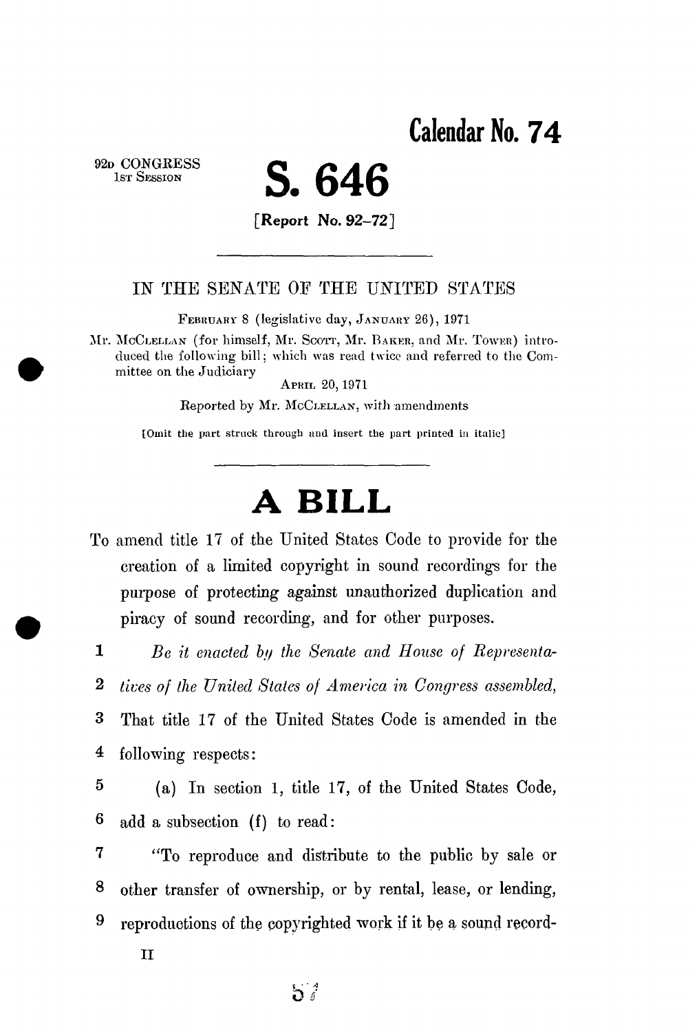**Calendar No. 74**

92d CONGRESS
1st Session

# S. 646

[Report No. 92-72]

---

IN THE SENATE OF THE UNITED STATES

February 8 (legislative day, January 26), 1971

Mr. McClellan (for himself, Mr. Scott, Mr. Baker, and Mr. Tower) introduced the following bill; which was read twice and referred to the Committee on the Judiciary

April 20, 1971

Reported by Mr. McClellan, with amendments

[Omit the part struck through and insert the part printed in italic]

---

# A BILL

To amend title 17 of the United States Code to provide for the creation of a limited copyright in sound recordings for the purpose of protecting against unauthorized duplication and piracy of sound recording, and for other purposes.

1 *Be it enacted by the Senate and House of Representa-*
2 *tives of the United States of America in Congress assembled,*
3 That title 17 of the United States Code is amended in the
4 following respects:
5 (a) In section 1, title 17, of the United States Code,
6 add a subsection (f) to read:
7 "To reproduce and distribute to the public by sale or
8 other transfer of ownership, or by rental, lease, or lending,
9 reproductions of the copyrighted work if it be a sound record-

II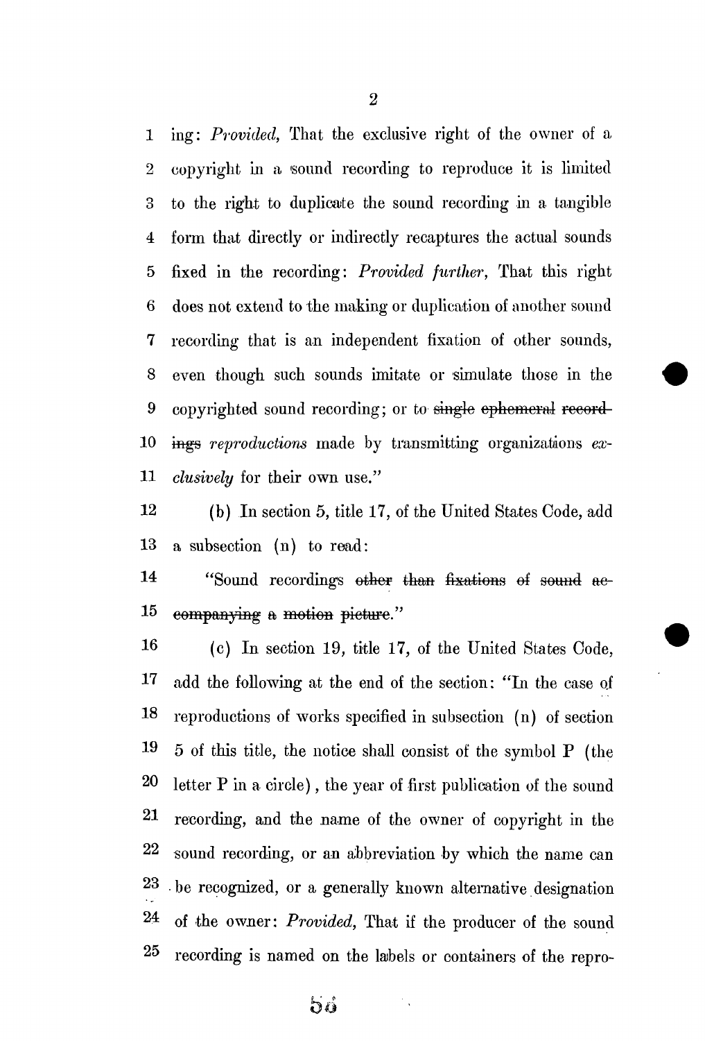ing: *Provided,* That the exclusive right of the owner of a copyright in a sound recording to reproduce it is limited to the right to duplicate the sound recording in a tangible form that directly or indirectly recaptures the actual sounds fixed in the recording: *Provided further,* That this right does not extend to the making or duplication of another sound recording that is an independent fixation of other sounds, even though such sounds imitate or simulate those in the copyrighted sound recording; or to ~~single ephemeral recordings~~ *reproductions* made by transmitting organizations *exclusively* for their own use."

(b) In section 5, title 17, of the United States Code, add a subsection (n) to read:

"Sound recordings ~~other than fixations of sound accompanying a motion picture~~."

(c) In section 19, title 17, of the United States Code, add the following at the end of the section: "In the case of reproductions of works specified in subsection (n) of section 5 of this title, the notice shall consist of the symbol P (the letter P in a circle), the year of first publication of the sound recording, and the name of the owner of copyright in the sound recording, or an abbreviation by which the name can be recognized, or a generally known alternative designation of the owner: *Provided,* That if the producer of the sound recording is named on the labels or containers of the repro-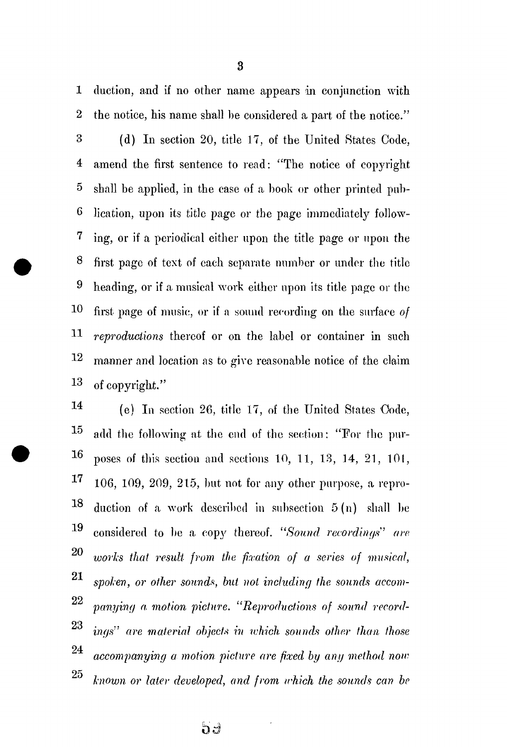duction, and if no other name appears in conjunction with the notice, his name shall be considered a part of the notice."

(d) In section 20, title 17, of the United States Code, amend the first sentence to read: "The notice of copyright shall be applied, in the case of a book or other printed publication, upon its title page or the page immediately following, or if a periodical either upon the title page or upon the first page of text of each separate number or under the title heading, or if a musical work either upon its title page or the first page of music, or if a sound recording on the surface *of reproductions* thereof or on the label or container in such manner and location as to give reasonable notice of the claim of copyright."

(e) In section 26, title 17, of the United States Code, add the following at the end of the section: "For the purposes of this section and sections 10, 11, 13, 14, 21, 101, 106, 109, 209, 215, but not for any other purpose, a reproduction of a work described in subsection 5(n) shall be considered to be a copy thereof. *"Sound recordings" are works that result from the fixation of a series of musical, spoken, or other sounds, but not including the sounds accompanying a motion picture. "Reproductions of sound recordings" are material objects in which sounds other than those accompanying a motion picture are fixed by any method now known or later developed, and from which the sounds can be*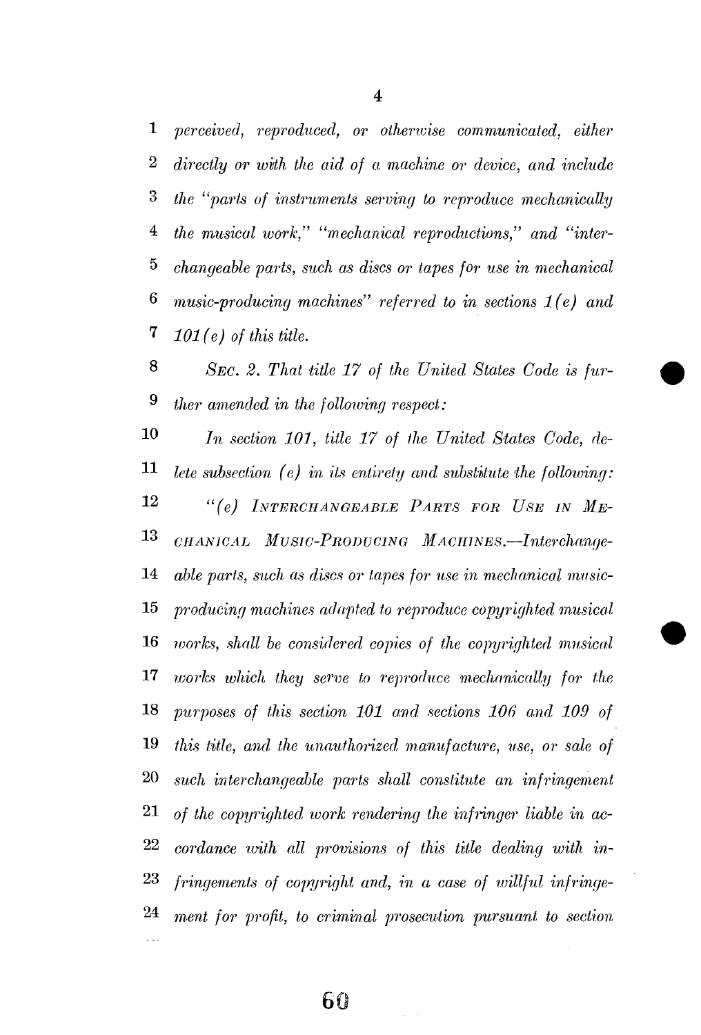*perceived, reproduced, or otherwise communicated, either directly or with the aid of a machine or device, and include the "parts of instruments serving to reproduce mechanically the musical work," "mechanical reproductions," and "interchangeable parts, such as discs or tapes for use in mechanical music-producing machines" referred to in sections 1(e) and 101(e) of this title.*

*SEC. 2. That title 17 of the United States Code is further amended in the following respect:*

*In section 101, title 17 of the United States Code, delete subsection (e) in its entirety and substitute the following:*

*"(e) INTERCHANGEABLE PARTS FOR USE IN MECHANICAL MUSIC-PRODUCING MACHINES.—Interchangeable parts, such as discs or tapes for use in mechanical music-producing machines adapted to reproduce copyrighted musical works, shall be considered copies of the copyrighted musical works which they serve to reproduce mechanically for the purposes of this section 101 and sections 106 and 109 of this title, and the unauthorized manufacture, use, or sale of such interchangeable parts shall constitute an infringement of the copyrighted work rendering the infringer liable in accordance with all provisions of this title dealing with infringements of copyright and, in a case of willful infringement for profit, to criminal prosecution pursuant to section*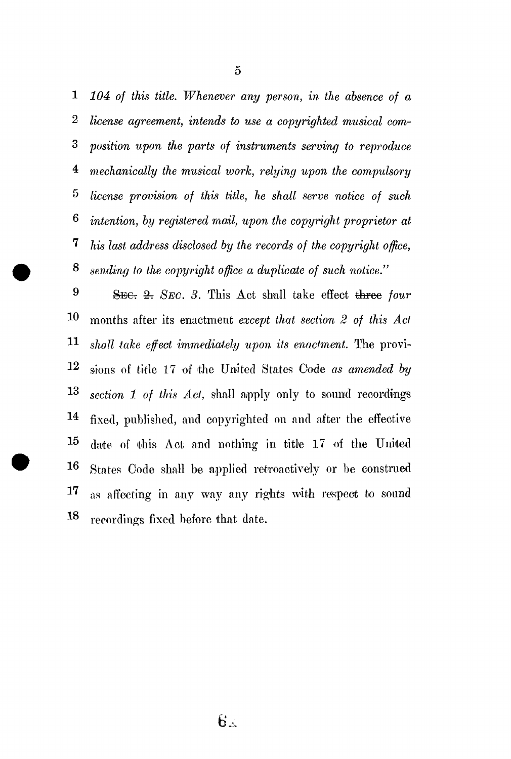*104 of this title. Whenever any person, in the absence of a license agreement, intends to use a copyrighted musical composition upon the parts of instruments serving to reproduce mechanically the musical work, relying upon the compulsory license provision of this title, he shall serve notice of such intention, by registered mail, upon the copyright proprietor at his last address disclosed by the records of the copyright office, sending to the copyright office a duplicate of such notice."*

~~SEC. 2.~~ *SEC. 3.* This Act shall take effect ~~three~~ *four* months after its enactment *except that section 2 of this Act shall take effect immediately upon its enactment.* The provisions of title 17 of the United States Code *as amended by section 1 of this Act,* shall apply only to sound recordings fixed, published, and copyrighted on and after the effective date of this Act and nothing in title 17 of the United States Code shall be applied retroactively or be construed as affecting in any way any rights with respect to sound recordings fixed before that date.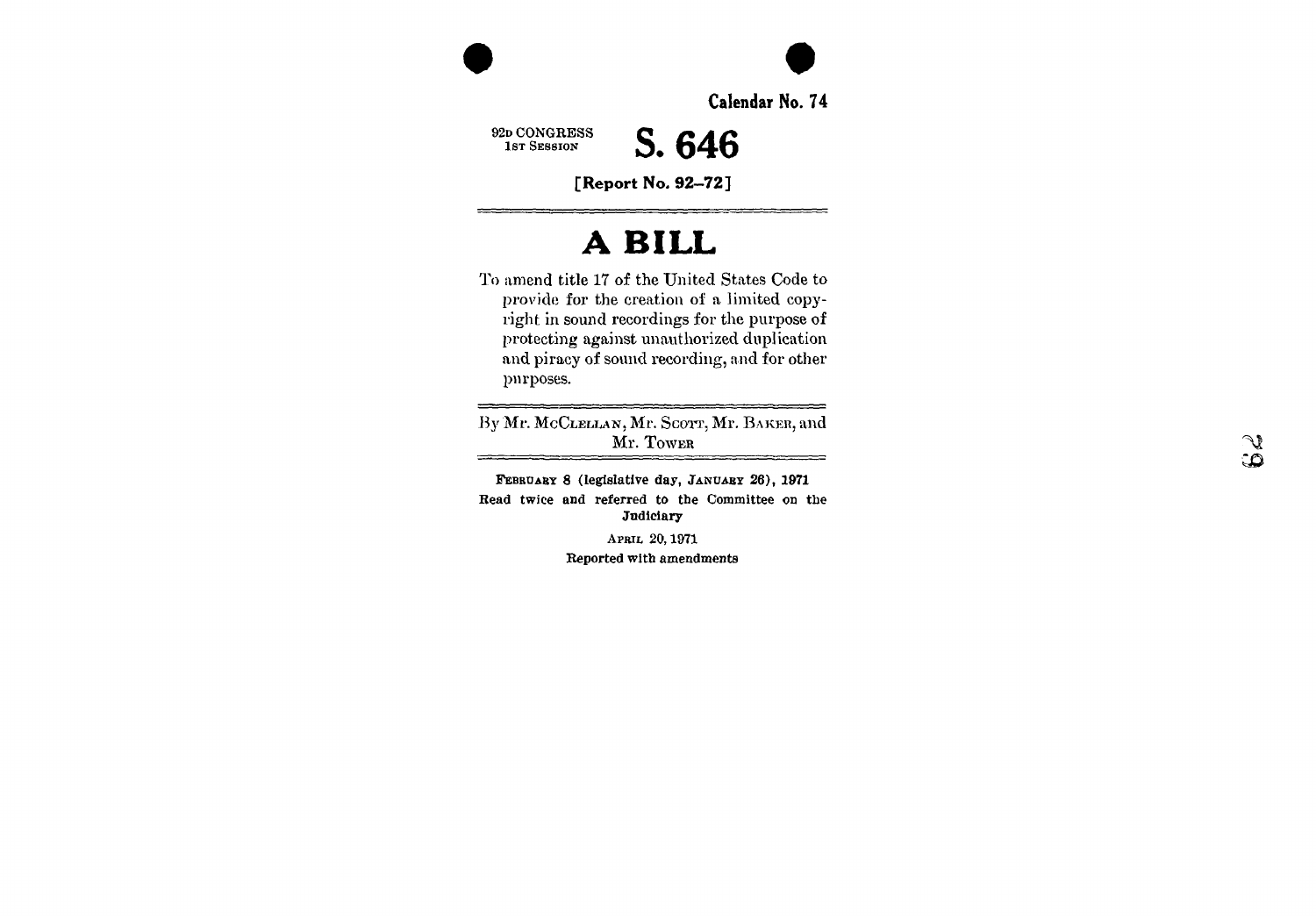Calendar No. 74

92D CONGRESS
1ST SESSION

# S. 646

**[Report No. 92–72]**

# A BILL

To amend title 17 of the United States Code to provide for the creation of a limited copyright in sound recordings for the purpose of protecting against unauthorized duplication and piracy of sound recording, and for other purposes.

By Mr. McCLELLAN, Mr. SCOTT, Mr. BAKER, and Mr. TOWER

FEBRUARY 8 (legislative day, JANUARY 26), 1971
Read twice and referred to the Committee on the Judiciary

APRIL 20, 1971
Reported with amendments